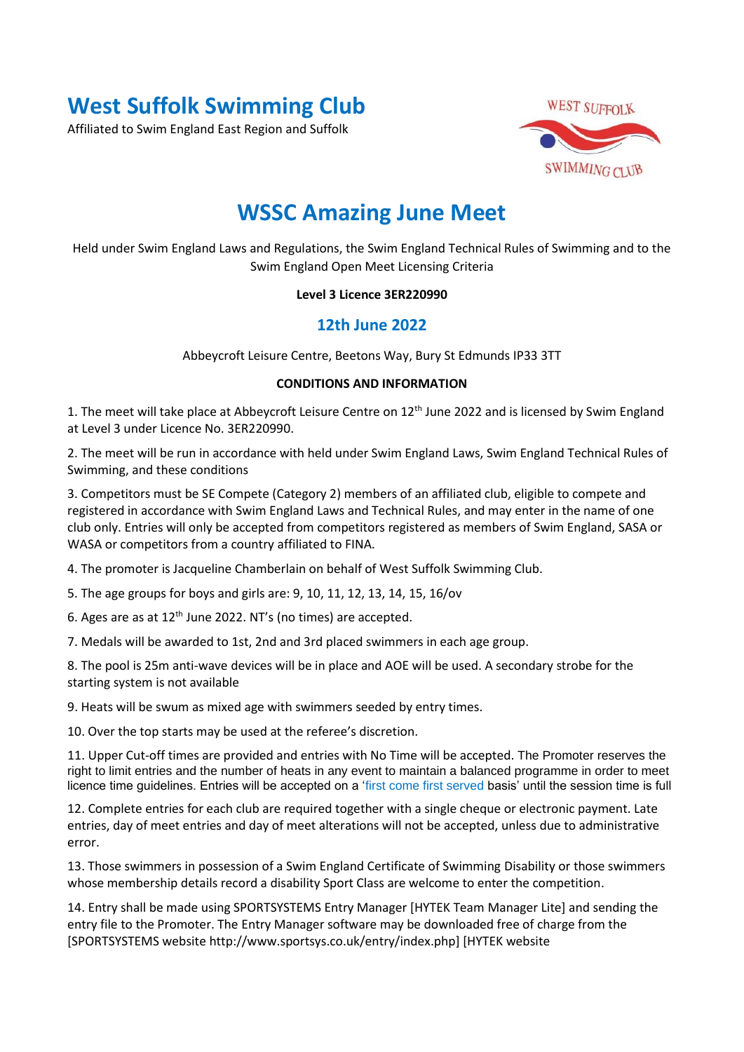# West Suffolk Swimming Club

Affiliated to Swim England East Region and Suffolk

## WSSC Amazing June Meet

Held under Swim England Laws and Regulations, the Swim England Technical Rules of Swimming and to the Swim England Open Meet Licensing Criteria

**Level 3 Licence 3ER220990**

### 12th June 2022

Abbeycroft Leisure Centre, Beetons Way, Bury St Edmunds IP33 3TT

**CONDITIONS AND INFORMATION**

1. The meet will take place at Abbeycroft Leisure Centre on 12th June 2022 and is licensed by Swim England at Level 3 under Licence No. 3ER220990.

2. The meet will be run in accordance with held under Swim England Laws, Swim England Technical Rules of Swimming, and these conditions

3. Competitors must be SE Compete (Category 2) members of an affiliated club, eligible to compete and registered in accordance with Swim England Laws and Technical Rules, and may enter in the name of one club only. Entries will only be accepted from competitors registered as members of Swim England, SASA or WASA or competitors from a country affiliated to FINA.

4. The promoter is Jacqueline Chamberlain on behalf of West Suffolk Swimming Club.

5. The age groups for boys and girls are: 9, 10, 11, 12, 13, 14, 15, 16/ov

6. Ages are as at 12th June 2022. NT's (no times) are accepted.

7. Medals will be awarded to 1st, 2nd and 3rd placed swimmers in each age group.

8. The pool is 25m anti-wave devices will be in place and AOE will be used. A secondary strobe for the starting system is not available

9. Heats will be swum as mixed age with swimmers seeded by entry times.

10. Over the top starts may be used at the referee's discretion.

11. Upper Cut-off times are provided and entries with No Time will be accepted. The Promoter reserves the right to limit entries and the number of heats in any event to maintain a balanced programme in order to meet licence time guidelines. Entries will be accepted on a 'first come first served basis' until the session time is full

12. Complete entries for each club are required together with a single cheque or electronic payment. Late entries, day of meet entries and day of meet alterations will not be accepted, unless due to administrative error.

13. Those swimmers in possession of a Swim England Certificate of Swimming Disability or those swimmers whose membership details record a disability Sport Class are welcome to enter the competition.

14. Entry shall be made using SPORTSYSTEMS Entry Manager [HYTEK Team Manager Lite] and sending the entry file to the Promoter. The Entry Manager software may be downloaded free of charge from the [SPORTSYSTEMS website http://www.sportsys.co.uk/entry/index.php] [HYTEK website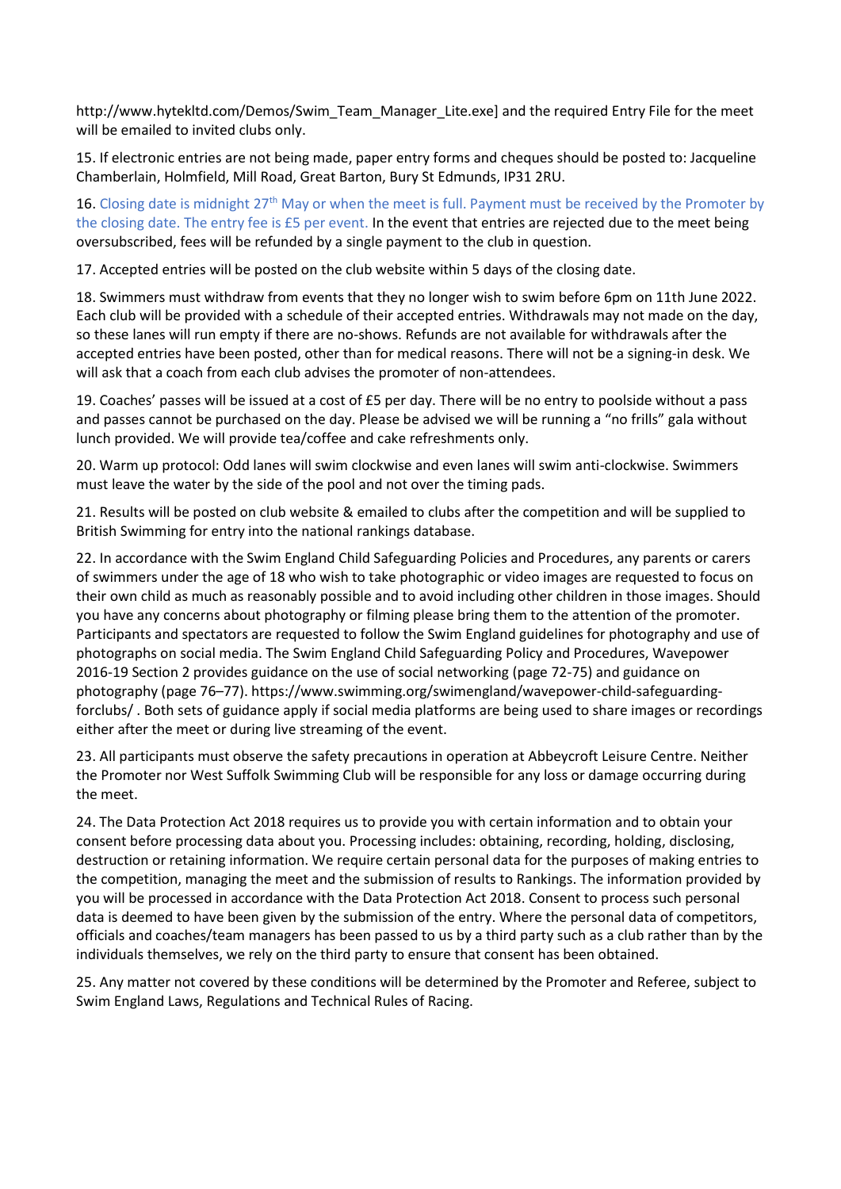http://www.hytekltd.com/Demos/Swim_Team_Manager_Lite.exe] and the required Entry File for the meet will be emailed to invited clubs only.

15. If electronic entries are not being made, paper entry forms and cheques should be posted to: Jacqueline Chamberlain, Holmfield, Mill Road, Great Barton, Bury St Edmunds, IP31 2RU.

16. Closing date is midnight 27th May or when the meet is full. Payment must be received by the Promoter by the closing date. The entry fee is £5 per event. In the event that entries are rejected due to the meet being oversubscribed, fees will be refunded by a single payment to the club in question.

17. Accepted entries will be posted on the club website within 5 days of the closing date.

18. Swimmers must withdraw from events that they no longer wish to swim before 6pm on 11th June 2022. Each club will be provided with a schedule of their accepted entries. Withdrawals may not made on the day, so these lanes will run empty if there are no-shows. Refunds are not available for withdrawals after the accepted entries have been posted, other than for medical reasons. There will not be a signing-in desk. We will ask that a coach from each club advises the promoter of non-attendees.

19. Coaches' passes will be issued at a cost of £5 per day. There will be no entry to poolside without a pass and passes cannot be purchased on the day. Please be advised we will be running a "no frills" gala without lunch provided. We will provide tea/coffee and cake refreshments only.

20. Warm up protocol: Odd lanes will swim clockwise and even lanes will swim anti-clockwise. Swimmers must leave the water by the side of the pool and not over the timing pads.

21. Results will be posted on club website & emailed to clubs after the competition and will be supplied to British Swimming for entry into the national rankings database.

22. In accordance with the Swim England Child Safeguarding Policies and Procedures, any parents or carers of swimmers under the age of 18 who wish to take photographic or video images are requested to focus on their own child as much as reasonably possible and to avoid including other children in those images. Should you have any concerns about photography or filming please bring them to the attention of the promoter. Participants and spectators are requested to follow the Swim England guidelines for photography and use of photographs on social media. The Swim England Child Safeguarding Policy and Procedures, Wavepower 2016-19 Section 2 provides guidance on the use of social networking (page 72-75) and guidance on photography (page 76–77). https://www.swimming.org/swimengland/wavepower-child-safeguarding-forclubs/ . Both sets of guidance apply if social media platforms are being used to share images or recordings either after the meet or during live streaming of the event.

23. All participants must observe the safety precautions in operation at Abbeycroft Leisure Centre. Neither the Promoter nor West Suffolk Swimming Club will be responsible for any loss or damage occurring during the meet.

24. The Data Protection Act 2018 requires us to provide you with certain information and to obtain your consent before processing data about you. Processing includes: obtaining, recording, holding, disclosing, destruction or retaining information. We require certain personal data for the purposes of making entries to the competition, managing the meet and the submission of results to Rankings. The information provided by you will be processed in accordance with the Data Protection Act 2018. Consent to process such personal data is deemed to have been given by the submission of the entry. Where the personal data of competitors, officials and coaches/team managers has been passed to us by a third party such as a club rather than by the individuals themselves, we rely on the third party to ensure that consent has been obtained.

25. Any matter not covered by these conditions will be determined by the Promoter and Referee, subject to Swim England Laws, Regulations and Technical Rules of Racing.